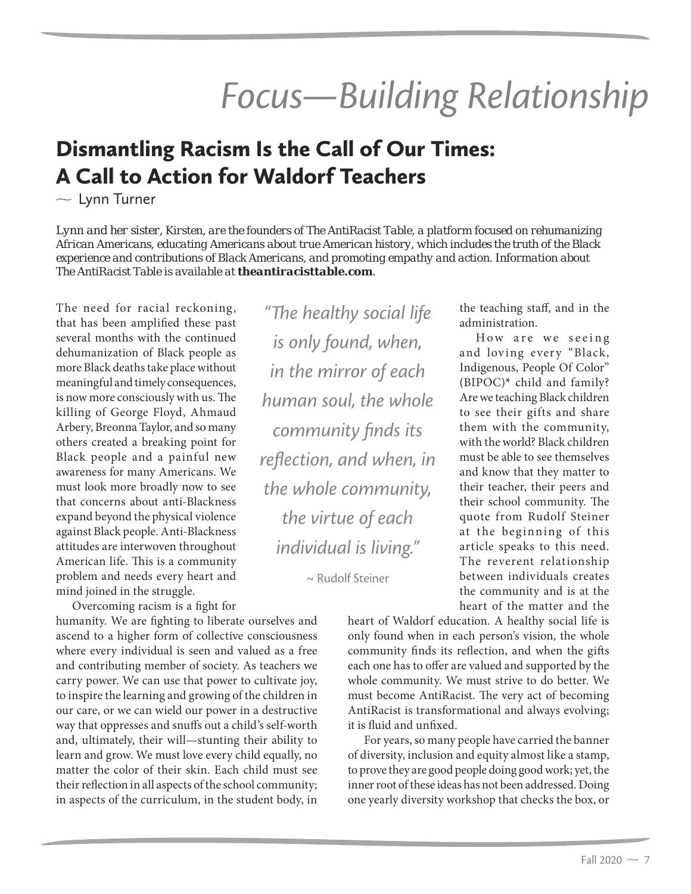# Focus—Building Relationship

## Dismantling Racism Is the Call of Our Times: A Call to Action for Waldorf Teachers

~ Lynn Turner

*Lynn and her sister, Kirsten, are the founders of The AntiRacist Table, a platform focused on rehumanizing African Americans, educating Americans about true American history, which includes the truth of the Black experience and contributions of Black Americans, and promoting empathy and action. Information about The AntiRacist Table is available at* ***theantiracisttable.com****.*

> *"The healthy social life is only found, when, in the mirror of each human soul, the whole community finds its reflection, and when, in the whole community, the virtue of each individual is living."*
>
> ~ Rudolf Steiner

The need for racial reckoning, that has been amplified these past several months with the continued dehumanization of Black people as more Black deaths take place without meaningful and timely consequences, is now more consciously with us. The killing of George Floyd, Ahmaud Arbery, Breonna Taylor, and so many others created a breaking point for Black people and a painful new awareness for many Americans. We must look more broadly now to see that concerns about anti-Blackness expand beyond the physical violence against Black people. Anti-Blackness attitudes are interwoven throughout American life. This is a community problem and needs every heart and mind joined in the struggle.

Overcoming racism is a fight for humanity. We are fighting to liberate ourselves and ascend to a higher form of collective consciousness where every individual is seen and valued as a free and contributing member of society. As teachers we carry power. We can use that power to cultivate joy, to inspire the learning and growing of the children in our care, or we can wield our power in a destructive way that oppresses and snuffs out a child's self-worth and, ultimately, their will—stunting their ability to learn and grow. We must love every child equally, no matter the color of their skin. Each child must see their reflection in all aspects of the school community; in aspects of the curriculum, in the student body, in the teaching staff, and in the administration.

How are we seeing and loving every "Black, Indigenous, People Of Color" (BIPOC)* child and family? Are we teaching Black children to see their gifts and share them with the community, with the world? Black children must be able to see themselves and know that they matter to their teacher, their peers and their school community. The quote from Rudolf Steiner at the beginning of this article speaks to this need. The reverent relationship between individuals creates the community and is at the heart of the matter and the heart of Waldorf education. A healthy social life is only found when in each person's vision, the whole community finds its reflection, and when the gifts each one has to offer are valued and supported by the whole community. We must strive to do better. We must become AntiRacist. The very act of becoming AntiRacist is transformational and always evolving; it is fluid and unfixed.

For years, so many people have carried the banner of diversity, inclusion and equity almost like a stamp, to prove they are good people doing good work; yet, the inner root of these ideas has not been addressed. Doing one yearly diversity workshop that checks the box, or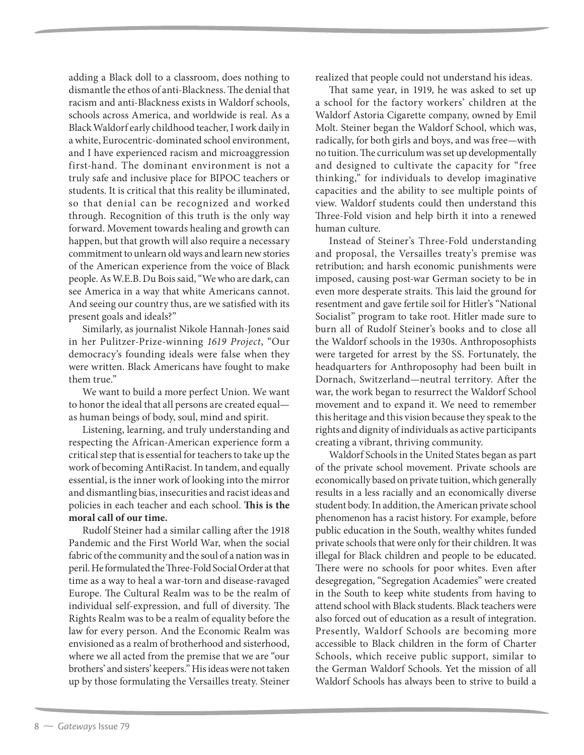adding a Black doll to a classroom, does nothing to dismantle the ethos of anti-Blackness. The denial that racism and anti-Blackness exists in Waldorf schools, schools across America, and worldwide is real. As a Black Waldorf early childhood teacher, I work daily in a white, Eurocentric-dominated school environment, and I have experienced racism and microaggression first-hand. The dominant environment is not a truly safe and inclusive place for BIPOC teachers or students. It is critical that this reality be illuminated, so that denial can be recognized and worked through. Recognition of this truth is the only way forward. Movement towards healing and growth can happen, but that growth will also require a necessary commitment to unlearn old ways and learn new stories of the American experience from the voice of Black people. As W.E.B. Du Bois said, "We who are dark, can see America in a way that white Americans cannot. And seeing our country thus, are we satisfied with its present goals and ideals?"

Similarly, as journalist Nikole Hannah-Jones said in her Pulitzer-Prize-winning *1619 Project*, "Our democracy's founding ideals were false when they were written. Black Americans have fought to make them true."

We want to build a more perfect Union. We want to honor the ideal that all persons are created equal—as human beings of body, soul, mind and spirit.

Listening, learning, and truly understanding and respecting the African-American experience form a critical step that is essential for teachers to take up the work of becoming AntiRacist. In tandem, and equally essential, is the inner work of looking into the mirror and dismantling bias, insecurities and racist ideas and policies in each teacher and each school. **This is the moral call of our time.**

Rudolf Steiner had a similar calling after the 1918 Pandemic and the First World War, when the social fabric of the community and the soul of a nation was in peril. He formulated the Three-Fold Social Order at that time as a way to heal a war-torn and disease-ravaged Europe. The Cultural Realm was to be the realm of individual self-expression, and full of diversity. The Rights Realm was to be a realm of equality before the law for every person. And the Economic Realm was envisioned as a realm of brotherhood and sisterhood, where we all acted from the premise that we are "our brothers' and sisters' keepers." His ideas were not taken up by those formulating the Versailles treaty. Steiner realized that people could not understand his ideas.

That same year, in 1919, he was asked to set up a school for the factory workers' children at the Waldorf Astoria Cigarette company, owned by Emil Molt. Steiner began the Waldorf School, which was, radically, for both girls and boys, and was free—with no tuition. The curriculum was set up developmentally and designed to cultivate the capacity for "free thinking," for individuals to develop imaginative capacities and the ability to see multiple points of view. Waldorf students could then understand this Three-Fold vision and help birth it into a renewed human culture.

Instead of Steiner's Three-Fold understanding and proposal, the Versailles treaty's premise was retribution; and harsh economic punishments were imposed, causing post-war German society to be in even more desperate straits. This laid the ground for resentment and gave fertile soil for Hitler's "National Socialist" program to take root. Hitler made sure to burn all of Rudolf Steiner's books and to close all the Waldorf schools in the 1930s. Anthroposophists were targeted for arrest by the SS. Fortunately, the headquarters for Anthroposophy had been built in Dornach, Switzerland—neutral territory. After the war, the work began to resurrect the Waldorf School movement and to expand it. We need to remember this heritage and this vision because they speak to the rights and dignity of individuals as active participants creating a vibrant, thriving community.

Waldorf Schools in the United States began as part of the private school movement. Private schools are economically based on private tuition, which generally results in a less racially and an economically diverse student body. In addition, the American private school phenomenon has a racist history. For example, before public education in the South, wealthy whites funded private schools that were only for their children. It was illegal for Black children and people to be educated. There were no schools for poor whites. Even after desegregation, "Segregation Academies" were created in the South to keep white students from having to attend school with Black students. Black teachers were also forced out of education as a result of integration. Presently, Waldorf Schools are becoming more accessible to Black children in the form of Charter Schools, which receive public support, similar to the German Waldorf Schools. Yet the mission of all Waldorf Schools has always been to strive to build a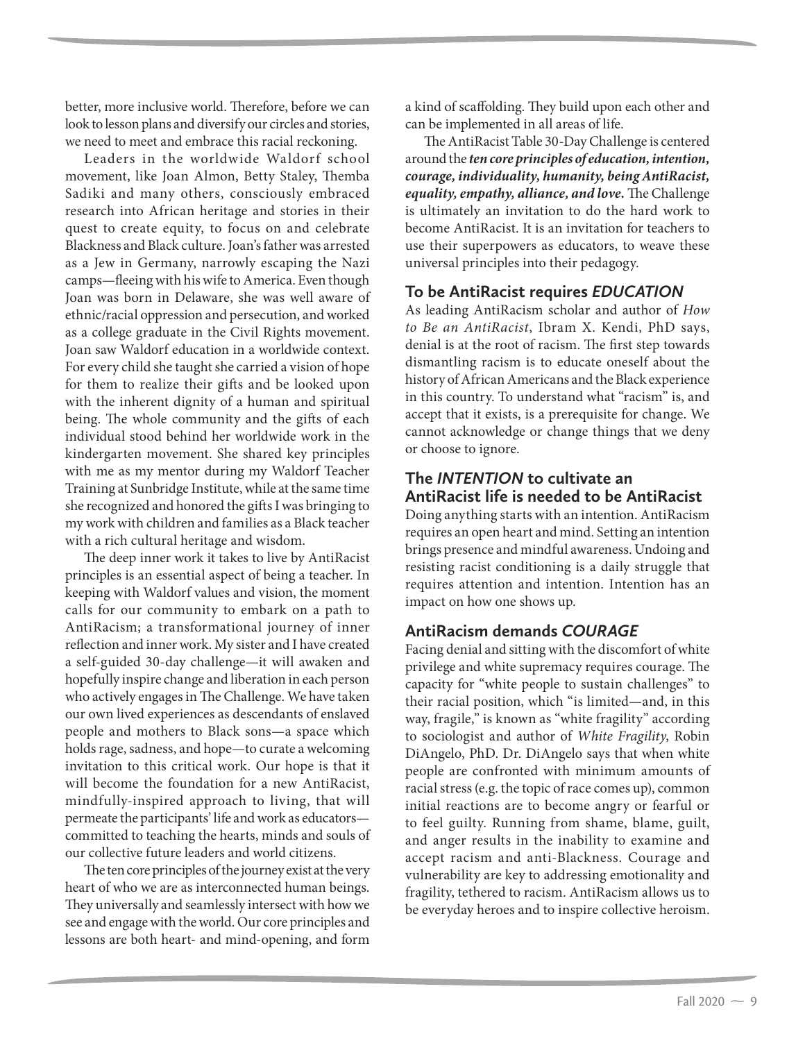better, more inclusive world. Therefore, before we can look to lesson plans and diversify our circles and stories, we need to meet and embrace this racial reckoning.

Leaders in the worldwide Waldorf school movement, like Joan Almon, Betty Staley, Themba Sadiki and many others, consciously embraced research into African heritage and stories in their quest to create equity, to focus on and celebrate Blackness and Black culture. Joan's father was arrested as a Jew in Germany, narrowly escaping the Nazi camps—fleeing with his wife to America. Even though Joan was born in Delaware, she was well aware of ethnic/racial oppression and persecution, and worked as a college graduate in the Civil Rights movement. Joan saw Waldorf education in a worldwide context. For every child she taught she carried a vision of hope for them to realize their gifts and be looked upon with the inherent dignity of a human and spiritual being. The whole community and the gifts of each individual stood behind her worldwide work in the kindergarten movement. She shared key principles with me as my mentor during my Waldorf Teacher Training at Sunbridge Institute, while at the same time she recognized and honored the gifts I was bringing to my work with children and families as a Black teacher with a rich cultural heritage and wisdom.

The deep inner work it takes to live by AntiRacist principles is an essential aspect of being a teacher. In keeping with Waldorf values and vision, the moment calls for our community to embark on a path to AntiRacism; a transformational journey of inner reflection and inner work. My sister and I have created a self-guided 30-day challenge—it will awaken and hopefully inspire change and liberation in each person who actively engages in The Challenge. We have taken our own lived experiences as descendants of enslaved people and mothers to Black sons—a space which holds rage, sadness, and hope—to curate a welcoming invitation to this critical work. Our hope is that it will become the foundation for a new AntiRacist, mindfully-inspired approach to living, that will permeate the participants' life and work as educators—committed to teaching the hearts, minds and souls of our collective future leaders and world citizens.

The ten core principles of the journey exist at the very heart of who we are as interconnected human beings. They universally and seamlessly intersect with how we see and engage with the world. Our core principles and lessons are both heart- and mind-opening, and form a kind of scaffolding. They build upon each other and can be implemented in all areas of life.

The AntiRacist Table 30-Day Challenge is centered around the ***ten core principles of education, intention, courage, individuality, humanity, being AntiRacist, equality, empathy, alliance, and love.*** The Challenge is ultimately an invitation to do the hard work to become AntiRacist. It is an invitation for teachers to use their superpowers as educators, to weave these universal principles into their pedagogy.

### To be AntiRacist requires *EDUCATION*

As leading AntiRacism scholar and author of *How to Be an AntiRacist*, Ibram X. Kendi, PhD says, denial is at the root of racism. The first step towards dismantling racism is to educate oneself about the history of African Americans and the Black experience in this country. To understand what "racism" is, and accept that it exists, is a prerequisite for change. We cannot acknowledge or change things that we deny or choose to ignore.

### The *INTENTION* to cultivate an AntiRacist life is needed to be AntiRacist

Doing anything starts with an intention. AntiRacism requires an open heart and mind. Setting an intention brings presence and mindful awareness. Undoing and resisting racist conditioning is a daily struggle that requires attention and intention. Intention has an impact on how one shows up.

### AntiRacism demands *COURAGE*

Facing denial and sitting with the discomfort of white privilege and white supremacy requires courage. The capacity for "white people to sustain challenges" to their racial position, which "is limited—and, in this way, fragile," is known as "white fragility" according to sociologist and author of *White Fragility*, Robin DiAngelo, PhD. Dr. DiAngelo says that when white people are confronted with minimum amounts of racial stress (e.g. the topic of race comes up), common initial reactions are to become angry or fearful or to feel guilty. Running from shame, blame, guilt, and anger results in the inability to examine and accept racism and anti-Blackness. Courage and vulnerability are key to addressing emotionality and fragility, tethered to racism. AntiRacism allows us to be everyday heroes and to inspire collective heroism.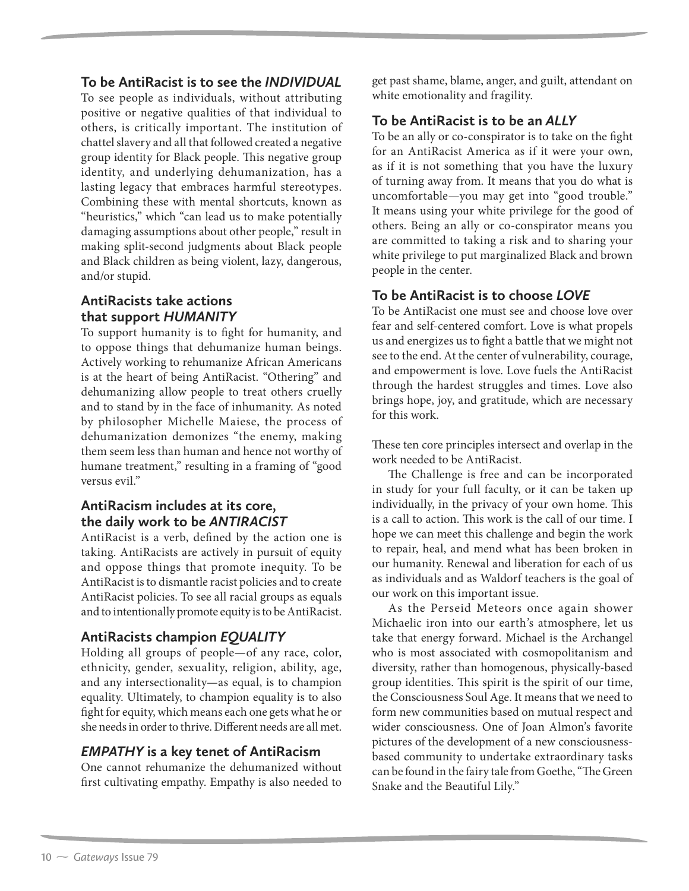### To be AntiRacist is to see the *INDIVIDUAL*

To see people as individuals, without attributing positive or negative qualities of that individual to others, is critically important. The institution of chattel slavery and all that followed created a negative group identity for Black people. This negative group identity, and underlying dehumanization, has a lasting legacy that embraces harmful stereotypes. Combining these with mental shortcuts, known as "heuristics," which "can lead us to make potentially damaging assumptions about other people," result in making split-second judgments about Black people and Black children as being violent, lazy, dangerous, and/or stupid.

### AntiRacists take actions that support *HUMANITY*

To support humanity is to fight for humanity, and to oppose things that dehumanize human beings. Actively working to rehumanize African Americans is at the heart of being AntiRacist. "Othering" and dehumanizing allow people to treat others cruelly and to stand by in the face of inhumanity. As noted by philosopher Michelle Maiese, the process of dehumanization demonizes "the enemy, making them seem less than human and hence not worthy of humane treatment," resulting in a framing of "good versus evil."

### AntiRacism includes at its core, the daily work to be *ANTIRACIST*

AntiRacist is a verb, defined by the action one is taking. AntiRacists are actively in pursuit of equity and oppose things that promote inequity. To be AntiRacist is to dismantle racist policies and to create AntiRacist policies. To see all racial groups as equals and to intentionally promote equity is to be AntiRacist.

### AntiRacists champion *EQUALITY*

Holding all groups of people—of any race, color, ethnicity, gender, sexuality, religion, ability, age, and any intersectionality—as equal, is to champion equality. Ultimately, to champion equality is to also fight for equity, which means each one gets what he or she needs in order to thrive. Different needs are all met.

### *EMPATHY* is a key tenet of AntiRacism

One cannot rehumanize the dehumanized without first cultivating empathy. Empathy is also needed to get past shame, blame, anger, and guilt, attendant on white emotionality and fragility.

### To be AntiRacist is to be an *ALLY*

To be an ally or co-conspirator is to take on the fight for an AntiRacist America as if it were your own, as if it is not something that you have the luxury of turning away from. It means that you do what is uncomfortable—you may get into "good trouble." It means using your white privilege for the good of others. Being an ally or co-conspirator means you are committed to taking a risk and to sharing your white privilege to put marginalized Black and brown people in the center.

### To be AntiRacist is to choose *LOVE*

To be AntiRacist one must see and choose love over fear and self-centered comfort. Love is what propels us and energizes us to fight a battle that we might not see to the end. At the center of vulnerability, courage, and empowerment is love. Love fuels the AntiRacist through the hardest struggles and times. Love also brings hope, joy, and gratitude, which are necessary for this work.

These ten core principles intersect and overlap in the work needed to be AntiRacist.

The Challenge is free and can be incorporated in study for your full faculty, or it can be taken up individually, in the privacy of your own home. This is a call to action. This work is the call of our time. I hope we can meet this challenge and begin the work to repair, heal, and mend what has been broken in our humanity. Renewal and liberation for each of us as individuals and as Waldorf teachers is the goal of our work on this important issue.

As the Perseid Meteors once again shower Michaelic iron into our earth's atmosphere, let us take that energy forward. Michael is the Archangel who is most associated with cosmopolitanism and diversity, rather than homogenous, physically-based group identities. This spirit is the spirit of our time, the Consciousness Soul Age. It means that we need to form new communities based on mutual respect and wider consciousness. One of Joan Almon's favorite pictures of the development of a new consciousness-based community to undertake extraordinary tasks can be found in the fairy tale from Goethe, "The Green Snake and the Beautiful Lily."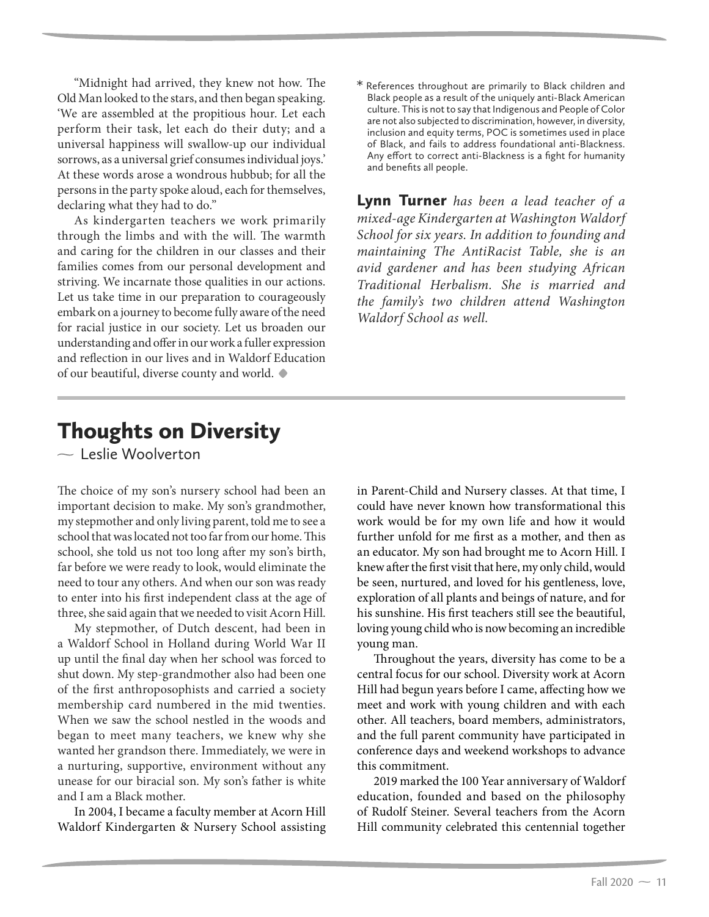"Midnight had arrived, they knew not how. The Old Man looked to the stars, and then began speaking. 'We are assembled at the propitious hour. Let each perform their task, let each do their duty; and a universal happiness will swallow-up our individual sorrows, as a universal grief consumes individual joys.' At these words arose a wondrous hubbub; for all the persons in the party spoke aloud, each for themselves, declaring what they had to do."

As kindergarten teachers we work primarily through the limbs and with the will. The warmth and caring for the children in our classes and their families comes from our personal development and striving. We incarnate those qualities in our actions. Let us take time in our preparation to courageously embark on a journey to become fully aware of the need for racial justice in our society. Let us broaden our understanding and offer in our work a fuller expression and reflection in our lives and in Waldorf Education of our beautiful, diverse county and world. ◆

* References throughout are primarily to Black children and Black people as a result of the uniquely anti-Black American culture. This is not to say that Indigenous and People of Color are not also subjected to discrimination, however, in diversity, inclusion and equity terms, POC is sometimes used in place of Black, and fails to address foundational anti-Blackness. Any effort to correct anti-Blackness is a fight for humanity and benefits all people.

**Lynn Turner** *has been a lead teacher of a mixed-age Kindergarten at Washington Waldorf School for six years. In addition to founding and maintaining The AntiRacist Table, she is an avid gardener and has been studying African Traditional Herbalism. She is married and the family's two children attend Washington Waldorf School as well.*

## Thoughts on Diversity

~ Leslie Woolverton

The choice of my son's nursery school had been an important decision to make. My son's grandmother, my stepmother and only living parent, told me to see a school that was located not too far from our home. This school, she told us not too long after my son's birth, far before we were ready to look, would eliminate the need to tour any others. And when our son was ready to enter into his first independent class at the age of three, she said again that we needed to visit Acorn Hill.

My stepmother, of Dutch descent, had been in a Waldorf School in Holland during World War II up until the final day when her school was forced to shut down. My step-grandmother also had been one of the first anthroposophists and carried a society membership card numbered in the mid twenties. When we saw the school nestled in the woods and began to meet many teachers, we knew why she wanted her grandson there. Immediately, we were in a nurturing, supportive, environment without any unease for our biracial son. My son's father is white and I am a Black mother.

In 2004, I became a faculty member at Acorn Hill Waldorf Kindergarten & Nursery School assisting in Parent-Child and Nursery classes. At that time, I could have never known how transformational this work would be for my own life and how it would further unfold for me first as a mother, and then as an educator. My son had brought me to Acorn Hill. I knew after the first visit that here, my only child, would be seen, nurtured, and loved for his gentleness, love, exploration of all plants and beings of nature, and for his sunshine. His first teachers still see the beautiful, loving young child who is now becoming an incredible young man.

Throughout the years, diversity has come to be a central focus for our school. Diversity work at Acorn Hill had begun years before I came, affecting how we meet and work with young children and with each other. All teachers, board members, administrators, and the full parent community have participated in conference days and weekend workshops to advance this commitment.

2019 marked the 100 Year anniversary of Waldorf education, founded and based on the philosophy of Rudolf Steiner. Several teachers from the Acorn Hill community celebrated this centennial together